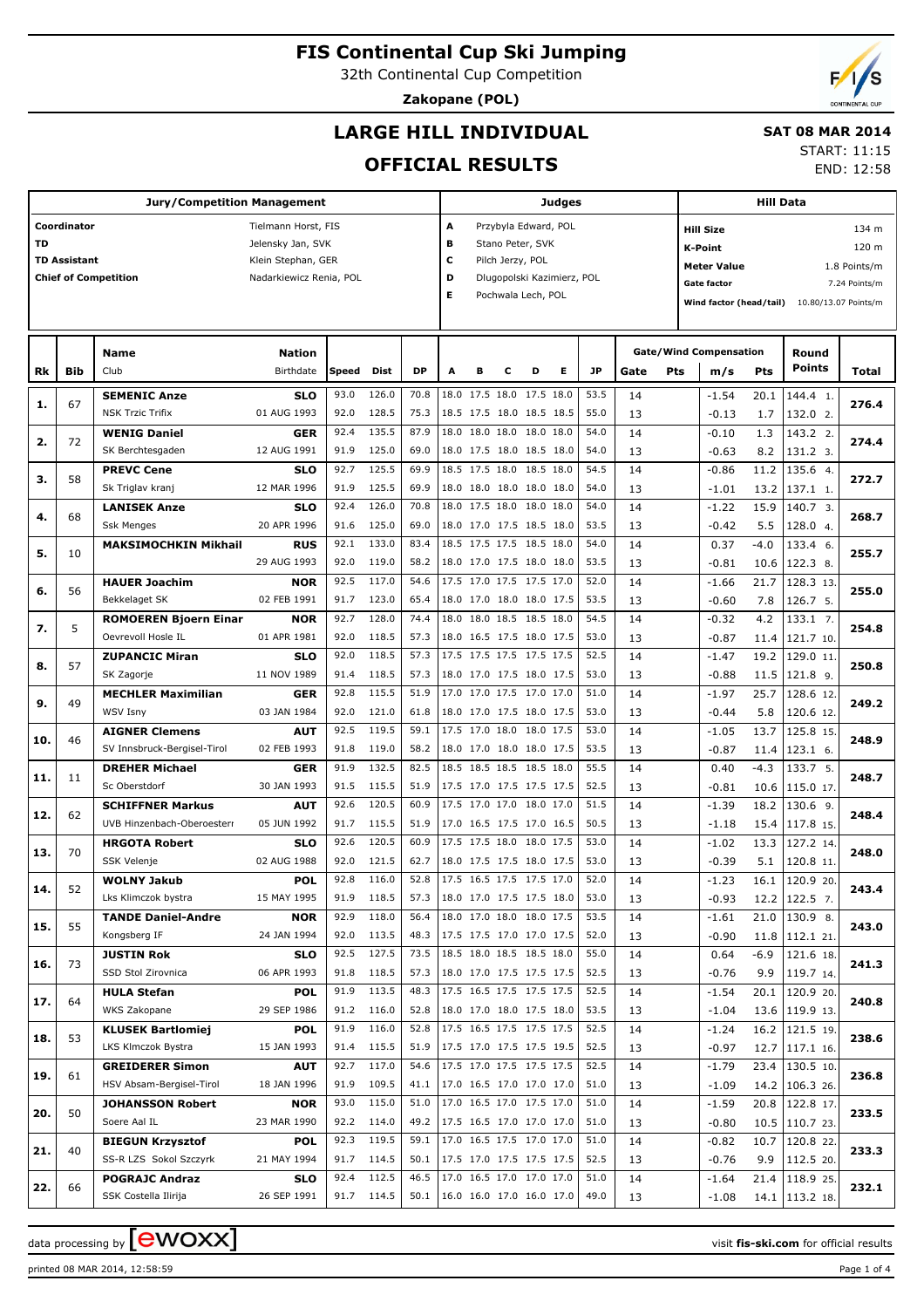# FIS Continental Cup Ski Jumping

32th Continental Cup Competition

**Zakopane (POL)**

## LARGE HILL INDIVIDUAL

## OFFICIAL RESULTS

**SAT 08 MAR 2014**

START: 11:15

END: 12:58

| Jury/Competition Management | | Judges | | Hill Data | |
|---|---|---|---|---|---|
| Coordinator | Tielmann Horst, FIS | A | Przybyla Edward, POL | Hill Size | 134 m |
| TD | Jelensky Jan, SVK | B | Stano Peter, SVK | K-Point | 120 m |
| TD Assistant | Klein Stephan, GER | C | Pilch Jerzy, POL | Meter Value | 1.8 Points/m |
| Chief of Competition | Nadarkiewicz Renia, POL | D | Dlugopolski Kazimierz, POL | Gate factor | 7.24 Points/m |
| | | E | Pochwala Lech, POL | Wind factor (head/tail) | 10.80/13.07 Points/m |

| Rk | Bib | Name / Club | Nation / Birthdate | Speed | Dist | DP | A | B | C | D | E | JP | Gate | Pts | m/s | Pts | Round Points | Total |
|---|---|---|---|---|---|---|---|---|---|---|---|---|---|---|---|---|---|---|
| 1. | 67 | **SEMENIC Anze** | **SLO** | 93.0 | 126.0 | 70.8 | 18.0 | 17.5 | 18.0 | 17.5 | 18.0 | 53.5 | 14 | | -1.54 | 20.1 | 144.4 1. | 276.4 |
| | | NSK Trzic Trifix | 01 AUG 1993 | 92.0 | 128.5 | 75.3 | 18.5 | 17.5 | 18.0 | 18.5 | 18.5 | 55.0 | 13 | | -0.13 | 1.7 | 132.0 2. | |
| 2. | 72 | **WENIG Daniel** | **GER** | 92.4 | 135.5 | 87.9 | 18.0 | 18.0 | 18.0 | 18.0 | 18.0 | 54.0 | 14 | | -0.10 | 1.3 | 143.2 2. | 274.4 |
| | | SK Berchtesgaden | 12 AUG 1991 | 91.9 | 125.0 | 69.0 | 18.0 | 17.5 | 18.0 | 18.5 | 18.0 | 54.0 | 13 | | -0.63 | 8.2 | 131.2 3. | |
| 3. | 58 | **PREVC Cene** | **SLO** | 92.7 | 125.5 | 69.9 | 18.5 | 17.5 | 18.0 | 18.5 | 18.0 | 54.5 | 14 | | -0.86 | 11.2 | 135.6 4. | 272.7 |
| | | Sk Triglav kranj | 12 MAR 1996 | 91.9 | 125.5 | 69.9 | 18.0 | 18.0 | 18.0 | 18.0 | 18.0 | 54.0 | 13 | | -1.01 | 13.2 | 137.1 1. | |
| 4. | 68 | **LANISEK Anze** | **SLO** | 92.4 | 126.0 | 70.8 | 18.0 | 17.5 | 18.0 | 18.0 | 18.0 | 54.0 | 14 | | -1.22 | 15.9 | 140.7 3. | 268.7 |
| | | Ssk Menges | 20 APR 1996 | 91.6 | 125.0 | 69.0 | 18.0 | 17.0 | 17.5 | 18.5 | 18.0 | 53.5 | 13 | | -0.42 | 5.5 | 128.0 4. | |
| 5. | 10 | **MAKSIMOCHKIN Mikhail** | **RUS** | 92.1 | 133.0 | 83.4 | 18.5 | 17.5 | 17.5 | 18.5 | 18.0 | 54.0 | 14 | | 0.37 | -4.0 | 133.4 6. | 255.7 |
| | | | 29 AUG 1993 | 92.0 | 119.0 | 58.2 | 18.0 | 17.0 | 17.5 | 18.0 | 18.0 | 53.5 | 13 | | -0.81 | 10.6 | 122.3 8. | |
| 6. | 56 | **HAUER Joachim** | **NOR** | 92.5 | 117.0 | 54.6 | 17.5 | 17.0 | 17.5 | 17.5 | 17.0 | 52.0 | 14 | | -1.66 | 21.7 | 128.3 13. | 255.0 |
| | | Bekkelaget SK | 02 FEB 1991 | 91.7 | 123.0 | 65.4 | 18.0 | 17.0 | 18.0 | 18.0 | 17.5 | 53.5 | 13 | | -0.60 | 7.8 | 126.7 5. | |
| 7. | 5 | **ROMOEREN Bjoern Einar** | **NOR** | 92.7 | 128.0 | 74.4 | 18.0 | 18.0 | 18.5 | 18.5 | 18.0 | 54.5 | 14 | | -0.32 | 4.2 | 133.1 7. | 254.8 |
| | | Oevrevoll Hosle IL | 01 APR 1981 | 92.0 | 118.5 | 57.3 | 18.0 | 16.5 | 17.5 | 18.0 | 17.5 | 53.0 | 13 | | -0.87 | 11.4 | 121.7 10. | |
| 8. | 57 | **ZUPANCIC Miran** | **SLO** | 92.0 | 118.5 | 57.3 | 17.5 | 17.5 | 17.5 | 17.5 | 17.5 | 52.5 | 14 | | -1.47 | 19.2 | 129.0 11. | 250.8 |
| | | SK Zagorje | 11 NOV 1989 | 91.4 | 118.5 | 57.3 | 18.0 | 17.0 | 17.5 | 18.0 | 17.5 | 53.0 | 13 | | -0.88 | 11.5 | 121.8 9. | |
| 9. | 49 | **MECHLER Maximilian** | **GER** | 92.8 | 115.5 | 51.9 | 17.0 | 17.0 | 17.5 | 17.0 | 17.0 | 51.0 | 14 | | -1.97 | 25.7 | 128.6 12. | 249.2 |
| | | WSV Isny | 03 JAN 1984 | 92.0 | 121.0 | 61.8 | 18.0 | 17.0 | 17.5 | 18.0 | 17.5 | 53.0 | 13 | | -0.44 | 5.8 | 120.6 12. | |
| 10. | 46 | **AIGNER Clemens** | **AUT** | 92.5 | 119.5 | 59.1 | 17.5 | 17.0 | 18.0 | 18.0 | 17.5 | 53.0 | 14 | | -1.05 | 13.7 | 125.8 15. | 248.9 |
| | | SV Innsbruck-Bergisel-Tirol | 02 FEB 1993 | 91.8 | 119.0 | 58.2 | 18.0 | 17.0 | 18.0 | 18.0 | 17.5 | 53.5 | 13 | | -0.87 | 11.4 | 123.1 6. | |
| 11. | 11 | **DREHER Michael** | **GER** | 91.9 | 132.5 | 82.5 | 18.5 | 18.5 | 18.5 | 18.5 | 18.0 | 55.5 | 14 | | 0.40 | -4.3 | 133.7 5. | 248.7 |
| | | Sc Oberstdorf | 30 JAN 1993 | 91.5 | 115.5 | 51.9 | 17.5 | 17.0 | 17.5 | 17.5 | 17.5 | 52.5 | 13 | | -0.81 | 10.6 | 115.0 17. | |
| 12. | 62 | **SCHIFFNER Markus** | **AUT** | 92.6 | 120.5 | 60.9 | 17.5 | 17.0 | 17.0 | 18.0 | 17.0 | 51.5 | 14 | | -1.39 | 18.2 | 130.6 9. | 248.4 |
| | | UVB Hinzenbach-Oberoesterr | 05 JUN 1992 | 91.7 | 115.5 | 51.9 | 17.0 | 16.5 | 17.5 | 17.0 | 16.5 | 50.5 | 13 | | -1.18 | 15.4 | 117.8 15. | |
| 13. | 70 | **HRGOTA Robert** | **SLO** | 92.6 | 120.5 | 60.9 | 17.5 | 17.5 | 18.0 | 18.0 | 17.5 | 53.0 | 14 | | -1.02 | 13.3 | 127.2 14. | 248.0 |
| | | SSK Velenje | 02 AUG 1988 | 92.0 | 121.5 | 62.7 | 18.0 | 17.5 | 17.5 | 18.0 | 17.5 | 53.0 | 13 | | -0.39 | 5.1 | 120.8 11. | |
| 14. | 52 | **WOLNY Jakub** | **POL** | 92.8 | 116.0 | 52.8 | 17.5 | 16.5 | 17.5 | 17.5 | 17.0 | 52.0 | 14 | | -1.23 | 16.1 | 120.9 20. | 243.4 |
| | | Lks Klimczok bystra | 15 MAY 1995 | 91.9 | 118.5 | 57.3 | 18.0 | 17.0 | 17.5 | 17.5 | 18.0 | 53.0 | 13 | | -0.93 | 12.2 | 122.5 7. | |
| 15. | 55 | **TANDE Daniel-Andre** | **NOR** | 92.9 | 118.0 | 56.4 | 18.0 | 17.0 | 18.0 | 18.0 | 17.5 | 53.5 | 14 | | -1.61 | 21.0 | 130.9 8. | 243.0 |
| | | Kongsberg IF | 24 JAN 1994 | 92.0 | 113.5 | 48.3 | 17.5 | 17.5 | 17.0 | 17.0 | 17.5 | 52.0 | 13 | | -0.90 | 11.8 | 112.1 21. | |
| 16. | 73 | **JUSTIN Rok** | **SLO** | 92.5 | 127.5 | 73.5 | 18.5 | 18.0 | 18.5 | 18.5 | 18.0 | 55.0 | 14 | | 0.64 | -6.9 | 121.6 18. | 241.3 |
| | | SSD Stol Zirovnica | 06 APR 1993 | 91.8 | 118.5 | 57.3 | 18.0 | 17.0 | 17.5 | 17.5 | 17.5 | 52.5 | 13 | | -0.76 | 9.9 | 119.7 14. | |
| 17. | 64 | **HULA Stefan** | **POL** | 91.9 | 113.5 | 48.3 | 17.5 | 16.5 | 17.5 | 17.5 | 17.5 | 52.5 | 14 | | -1.54 | 20.1 | 120.9 20. | 240.8 |
| | | WKS Zakopane | 29 SEP 1986 | 91.2 | 116.0 | 52.8 | 18.0 | 17.0 | 18.0 | 17.5 | 18.0 | 53.5 | 13 | | -1.04 | 13.6 | 119.9 13. | |
| 18. | 53 | **KLUSEK Bartlomiej** | **POL** | 91.9 | 116.0 | 52.8 | 17.5 | 16.5 | 17.5 | 17.5 | 17.5 | 52.5 | 14 | | -1.24 | 16.2 | 121.5 19. | 238.6 |
| | | LKS Klmczok Bystra | 15 JAN 1993 | 91.4 | 115.5 | 51.9 | 17.5 | 17.0 | 17.5 | 17.5 | 19.5 | 52.5 | 13 | | -0.97 | 12.7 | 117.1 16. | |
| 19. | 61 | **GREIDERER Simon** | **AUT** | 92.7 | 117.0 | 54.6 | 17.5 | 17.0 | 17.5 | 17.5 | 17.5 | 52.5 | 14 | | -1.79 | 23.4 | 130.5 10. | 236.8 |
| | | HSV Absam-Bergisel-Tirol | 18 JAN 1996 | 91.9 | 109.5 | 41.1 | 17.0 | 16.5 | 17.0 | 17.0 | 17.0 | 51.0 | 13 | | -1.09 | 14.2 | 106.3 26. | |
| 20. | 50 | **JOHANSSON Robert** | **NOR** | 93.0 | 115.0 | 51.0 | 17.0 | 16.5 | 17.0 | 17.5 | 17.0 | 51.0 | 14 | | -1.59 | 20.8 | 122.8 17. | 233.5 |
| | | Soere Aal IL | 23 MAR 1990 | 92.2 | 114.0 | 49.2 | 17.5 | 16.5 | 17.0 | 17.0 | 17.0 | 51.0 | 13 | | -0.80 | 10.5 | 110.7 23. | |
| 21. | 40 | **BIEGUN Krzysztof** | **POL** | 92.3 | 119.5 | 59.1 | 17.0 | 16.5 | 17.5 | 17.0 | 17.0 | 51.0 | 14 | | -0.82 | 10.7 | 120.8 22. | 233.3 |
| | | SS-R LZS Sokol Szczyrk | 21 MAY 1994 | 91.7 | 114.5 | 50.1 | 17.5 | 17.0 | 17.5 | 17.5 | 17.5 | 52.5 | 13 | | -0.76 | 9.9 | 112.5 20. | |
| 22. | 66 | **POGRAJC Andraz** | **SLO** | 92.4 | 112.5 | 46.5 | 17.0 | 16.5 | 17.0 | 17.0 | 17.0 | 51.0 | 14 | | -1.64 | 21.4 | 118.9 25. | 232.1 |
| | | SSK Costella Ilirija | 26 SEP 1991 | 91.7 | 114.5 | 50.1 | 16.0 | 16.0 | 17.0 | 16.0 | 17.0 | 49.0 | 13 | | -1.08 | 14.1 | 113.2 18. | |

data processing by [ewoxx] — visit **fis-ski.com** for official results

printed 08 MAR 2014, 12:58:59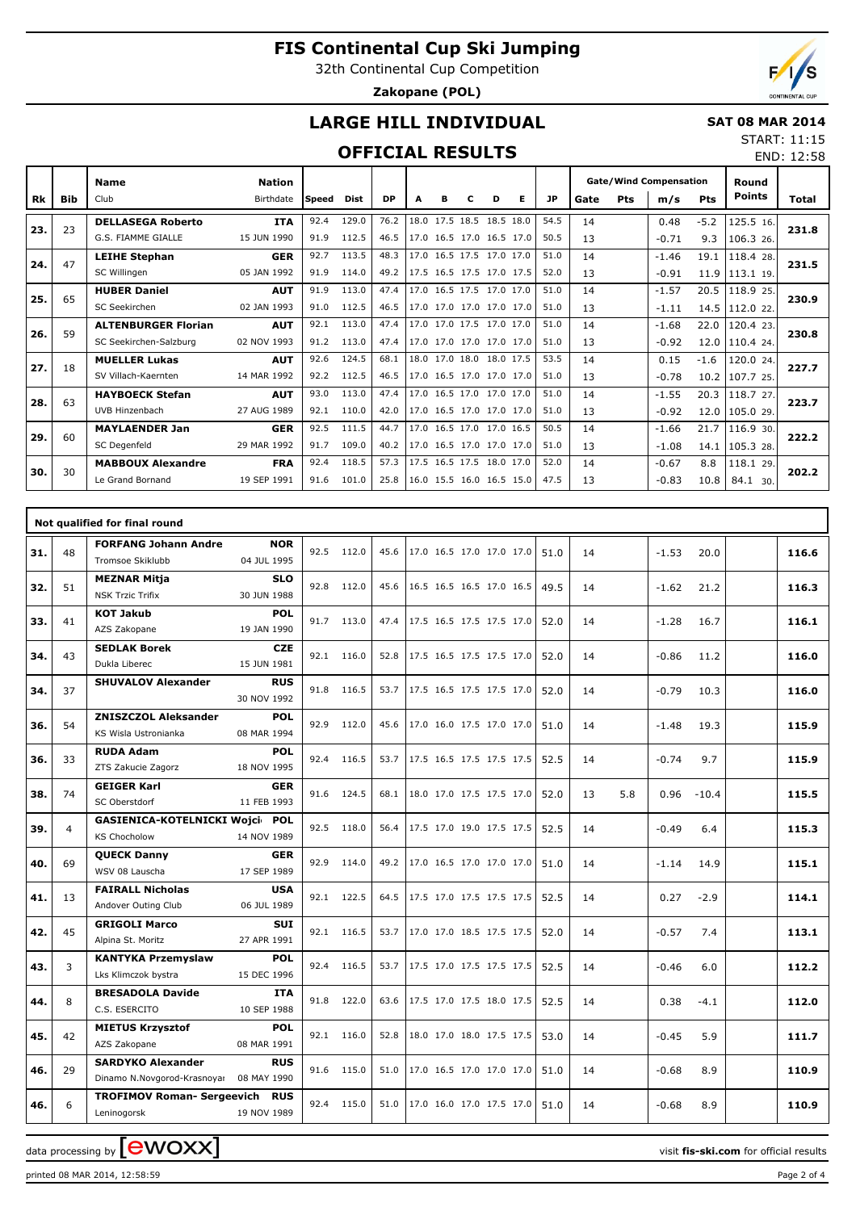# FIS Continental Cup Ski Jumping

32th Continental Cup Competition

**Zakopane (POL)**

## LARGE HILL INDIVIDUAL

**SAT 08 MAR 2014**

START: 11:15

END: 12:58

## OFFICIAL RESULTS

| Rk | Bib | Name / Club | Nation / Birthdate | Speed | Dist | DP | A | B | C | D | E | JP | Gate | Pts | m/s | Pts | Round Points | Total |
|---|---|---|---|---|---|---|---|---|---|---|---|---|---|---|---|---|---|---|
| 23. | 23 | **DELLASEGA Roberto** | **ITA** | 92.4 | 129.0 | 76.2 | 18.0 | 17.5 | 18.5 | 18.5 | 18.0 | 54.5 | 14 | | 0.48 | -5.2 | 125.5 16. | 231.8 |
| | | G.S. FIAMME GIALLE | 15 JUN 1990 | 91.9 | 112.5 | 46.5 | 17.0 | 16.5 | 17.0 | 16.5 | 17.0 | 50.5 | 13 | | -0.71 | 9.3 | 106.3 26. | |
| 24. | 47 | **LEIHE Stephan** | **GER** | 92.7 | 113.5 | 48.3 | 17.0 | 16.5 | 17.5 | 17.0 | 17.0 | 51.0 | 14 | | -1.46 | 19.1 | 118.4 28. | 231.5 |
| | | SC Willingen | 05 JAN 1992 | 91.9 | 114.0 | 49.2 | 17.5 | 16.5 | 17.5 | 17.0 | 17.5 | 52.0 | 13 | | -0.91 | 11.9 | 113.1 19. | |
| 25. | 65 | **HUBER Daniel** | **AUT** | 91.9 | 113.0 | 47.4 | 17.0 | 16.5 | 17.5 | 17.0 | 17.0 | 51.0 | 14 | | -1.57 | 20.5 | 118.9 25. | 230.9 |
| | | SC Seekirchen | 02 JAN 1993 | 91.0 | 112.5 | 46.5 | 17.0 | 17.0 | 17.0 | 17.0 | 17.0 | 51.0 | 13 | | -1.11 | 14.5 | 112.0 22. | |
| 26. | 59 | **ALTENBURGER Florian** | **AUT** | 92.1 | 113.0 | 47.4 | 17.0 | 17.0 | 17.5 | 17.0 | 17.0 | 51.0 | 14 | | -1.68 | 22.0 | 120.4 23. | 230.8 |
| | | SC Seekirchen-Salzburg | 02 NOV 1993 | 91.2 | 113.0 | 47.4 | 17.0 | 17.0 | 17.0 | 17.0 | 17.0 | 51.0 | 13 | | -0.92 | 12.0 | 110.4 24. | |
| 27. | 18 | **MUELLER Lukas** | **AUT** | 92.6 | 124.5 | 68.1 | 18.0 | 17.0 | 18.0 | 18.0 | 17.5 | 53.5 | 14 | | 0.15 | -1.6 | 120.0 24. | 227.7 |
| | | SV Villach-Kaernten | 14 MAR 1992 | 92.2 | 112.5 | 46.5 | 17.0 | 16.5 | 17.0 | 17.0 | 17.0 | 51.0 | 13 | | -0.78 | 10.2 | 107.7 25. | |
| 28. | 63 | **HAYBOECK Stefan** | **AUT** | 93.0 | 113.0 | 47.4 | 17.0 | 16.5 | 17.0 | 17.0 | 17.0 | 51.0 | 14 | | -1.55 | 20.3 | 118.7 27. | 223.7 |
| | | UVB Hinzenbach | 27 AUG 1989 | 92.1 | 110.0 | 42.0 | 17.0 | 16.5 | 17.0 | 17.0 | 17.0 | 51.0 | 13 | | -0.92 | 12.0 | 105.0 29. | |
| 29. | 60 | **MAYLAENDER Jan** | **GER** | 92.5 | 111.5 | 44.7 | 17.0 | 16.5 | 17.0 | 17.0 | 16.5 | 50.5 | 14 | | -1.66 | 21.7 | 116.9 30. | 222.2 |
| | | SC Degenfeld | 29 MAR 1992 | 91.7 | 109.0 | 40.2 | 17.0 | 16.5 | 17.0 | 17.0 | 17.0 | 51.0 | 13 | | -1.08 | 14.1 | 105.3 28. | |
| 30. | 30 | **MABBOUX Alexandre** | **FRA** | 92.4 | 118.5 | 57.3 | 17.5 | 16.5 | 17.5 | 18.0 | 17.0 | 52.0 | 14 | | -0.67 | 8.8 | 118.1 29. | 202.2 |
| | | Le Grand Bornand | 19 SEP 1991 | 91.6 | 101.0 | 25.8 | 16.0 | 15.5 | 16.0 | 16.5 | 15.0 | 47.5 | 13 | | -0.83 | 10.8 | 84.1 30. | |

### Not qualified for final round

| Rk | Bib | Name / Club | Nation / Birthdate | Speed | Dist | DP | A | B | C | D | E | JP | Gate | Pts | m/s | Pts | Round Points | Total |
|---|---|---|---|---|---|---|---|---|---|---|---|---|---|---|---|---|---|---|
| 31. | 48 | **FORFANG Johann Andre** / Tromsoe Skiklubb | **NOR** / 04 JUL 1995 | 92.5 | 112.0 | 45.6 | 17.0 | 16.5 | 17.0 | 17.0 | 17.0 | 51.0 | 14 | | -1.53 | 20.0 | | 116.6 |
| 32. | 51 | **MEZNAR Mitja** / NSK Trzic Trifix | **SLO** / 30 JUN 1988 | 92.8 | 112.0 | 45.6 | 16.5 | 16.5 | 16.5 | 17.0 | 16.5 | 49.5 | 14 | | -1.62 | 21.2 | | 116.3 |
| 33. | 41 | **KOT Jakub** / AZS Zakopane | **POL** / 19 JAN 1990 | 91.7 | 113.0 | 47.4 | 17.5 | 16.5 | 17.5 | 17.5 | 17.0 | 52.0 | 14 | | -1.28 | 16.7 | | 116.1 |
| 34. | 43 | **SEDLAK Borek** / Dukla Liberec | **CZE** / 15 JUN 1981 | 92.1 | 116.0 | 52.8 | 17.5 | 16.5 | 17.5 | 17.5 | 17.0 | 52.0 | 14 | | -0.86 | 11.2 | | 116.0 |
| 34. | 37 | **SHUVALOV Alexander** | **RUS** / 30 NOV 1992 | 91.8 | 116.5 | 53.7 | 17.5 | 16.5 | 17.5 | 17.5 | 17.0 | 52.0 | 14 | | -0.79 | 10.3 | | 116.0 |
| 36. | 54 | **ZNISZCZOL Aleksander** / KS Wisla Ustronianka | **POL** / 08 MAR 1994 | 92.9 | 112.0 | 45.6 | 17.0 | 16.0 | 17.5 | 17.0 | 17.0 | 51.0 | 14 | | -1.48 | 19.3 | | 115.9 |
| 36. | 33 | **RUDA Adam** / ZTS Zakucie Zagorz | **POL** / 18 NOV 1995 | 92.4 | 116.5 | 53.7 | 17.5 | 16.5 | 17.5 | 17.5 | 17.5 | 52.5 | 14 | | -0.74 | 9.7 | | 115.9 |
| 38. | 74 | **GEIGER Karl** / SC Oberstdorf | **GER** / 11 FEB 1993 | 91.6 | 124.5 | 68.1 | 18.0 | 17.0 | 17.5 | 17.5 | 17.0 | 52.0 | 13 | 5.8 | 0.96 | -10.4 | | 115.5 |
| 39. | 4 | **GASIENICA-KOTELNICKI Wojciech** / KS Chocholow | **POL** / 14 NOV 1989 | 92.5 | 118.0 | 56.4 | 17.5 | 17.0 | 19.0 | 17.5 | 17.5 | 52.5 | 14 | | -0.49 | 6.4 | | 115.3 |
| 40. | 69 | **QUECK Danny** / WSV 08 Lauscha | **GER** / 17 SEP 1989 | 92.9 | 114.0 | 49.2 | 17.0 | 16.5 | 17.0 | 17.0 | 17.0 | 51.0 | 14 | | -1.14 | 14.9 | | 115.1 |
| 41. | 13 | **FAIRALL Nicholas** / Andover Outing Club | **USA** / 06 JUL 1989 | 92.1 | 122.5 | 64.5 | 17.5 | 17.0 | 17.5 | 17.5 | 17.5 | 52.5 | 14 | | 0.27 | -2.9 | | 114.1 |
| 42. | 45 | **GRIGOLI Marco** / Alpina St. Moritz | **SUI** / 27 APR 1991 | 92.1 | 116.5 | 53.7 | 17.0 | 17.0 | 18.5 | 17.5 | 17.5 | 52.0 | 14 | | -0.57 | 7.4 | | 113.1 |
| 43. | 3 | **KANTYKA Przemyslaw** / Lks Klimczok bystra | **POL** / 15 DEC 1996 | 92.4 | 116.5 | 53.7 | 17.5 | 17.0 | 17.5 | 17.5 | 17.5 | 52.5 | 14 | | -0.46 | 6.0 | | 112.2 |
| 44. | 8 | **BRESADOLA Davide** / C.S. ESERCITO | **ITA** / 10 SEP 1988 | 91.8 | 122.0 | 63.6 | 17.5 | 17.0 | 17.5 | 18.0 | 17.5 | 52.5 | 14 | | 0.38 | -4.1 | | 112.0 |
| 45. | 42 | **MIETUS Krzysztof** / AZS Zakopane | **POL** / 08 MAR 1991 | 92.1 | 116.0 | 52.8 | 18.0 | 17.0 | 18.0 | 17.5 | 17.5 | 53.0 | 14 | | -0.45 | 5.9 | | 111.7 |
| 46. | 29 | **SARDYKO Alexander** / Dinamo N.Novgorod-Krasnoyar | **RUS** / 08 MAY 1990 | 91.6 | 115.0 | 51.0 | 17.0 | 16.5 | 17.0 | 17.0 | 17.0 | 51.0 | 14 | | -0.68 | 8.9 | | 110.9 |
| 46. | 6 | **TROFIMOV Roman- Sergeevich** / Leninogorsk | **RUS** / 19 NOV 1989 | 92.4 | 115.0 | 51.0 | 17.0 | 16.0 | 17.0 | 17.5 | 17.0 | 51.0 | 14 | | -0.68 | 8.9 | | 110.9 |

data processing by ewoxx — visit fis-ski.com for official results

printed 08 MAR 2014, 12:58:59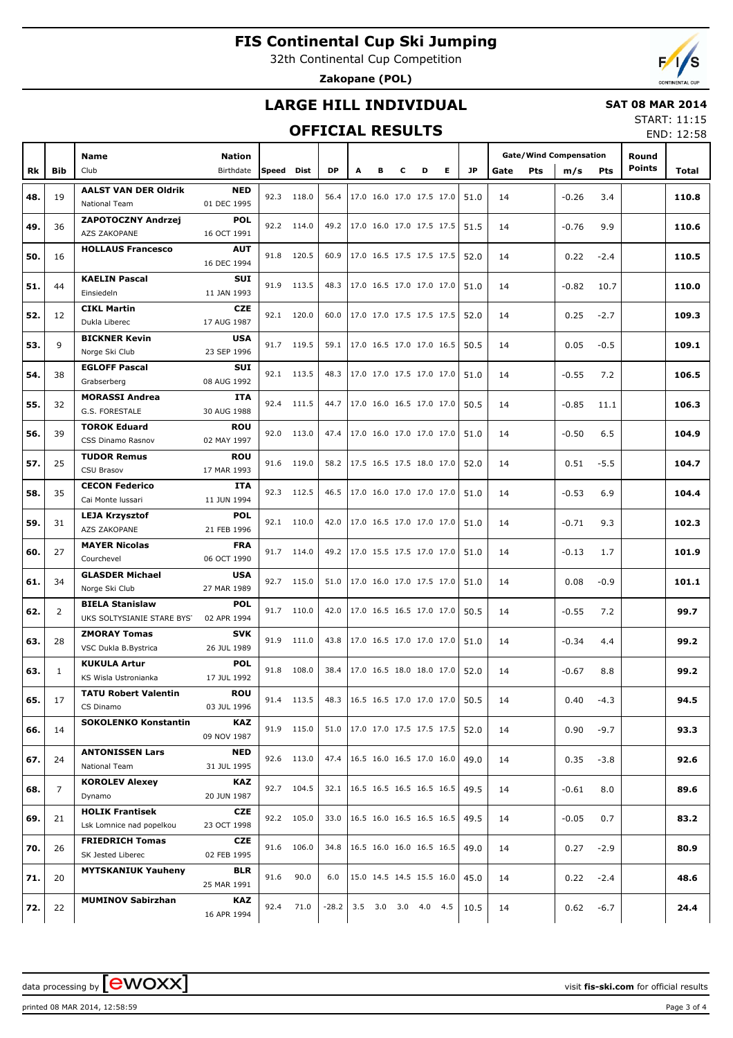# FIS Continental Cup Ski Jumping

32th Continental Cup Competition

**Zakopane (POL)**

## LARGE HILL INDIVIDUAL

**SAT 08 MAR 2014**

START: 11:15

END: 12:58

## OFFICIAL RESULTS

| Rk | Bib | Name / Club | Nation / Birthdate | Speed | Dist | DP | A | B | C | D | E | JP | Gate | Pts | m/s | Pts | Round Points | Total |
|---|---|---|---|---|---|---|---|---|---|---|---|---|---|---|---|---|---|---|
| 48. | 19 | **AALST VAN DER Oldrik** National Team | **NED** 01 DEC 1995 | 92.3 | 118.0 | 56.4 | 17.0 | 16.0 | 17.0 | 17.5 | 17.0 | 51.0 | 14 | | -0.26 | 3.4 | | **110.8** |
| 49. | 36 | **ZAPOTOCZNY Andrzej** AZS ZAKOPANE | **POL** 16 OCT 1991 | 92.2 | 114.0 | 49.2 | 17.0 | 16.0 | 17.0 | 17.5 | 17.5 | 51.5 | 14 | | -0.76 | 9.9 | | **110.6** |
| 50. | 16 | **HOLLAUS Francesco** | **AUT** 16 DEC 1994 | 91.8 | 120.5 | 60.9 | 17.0 | 16.5 | 17.5 | 17.5 | 17.5 | 52.0 | 14 | | 0.22 | -2.4 | | **110.5** |
| 51. | 44 | **KAELIN Pascal** Einsiedeln | **SUI** 11 JAN 1993 | 91.9 | 113.5 | 48.3 | 17.0 | 16.5 | 17.0 | 17.0 | 17.0 | 51.0 | 14 | | -0.82 | 10.7 | | **110.0** |
| 52. | 12 | **CIKL Martin** Dukla Liberec | **CZE** 17 AUG 1987 | 92.1 | 120.0 | 60.0 | 17.0 | 17.0 | 17.5 | 17.5 | 17.5 | 52.0 | 14 | | 0.25 | -2.7 | | **109.3** |
| 53. | 9 | **BICKNER Kevin** Norge Ski Club | **USA** 23 SEP 1996 | 91.7 | 119.5 | 59.1 | 17.0 | 16.5 | 17.0 | 17.0 | 16.5 | 50.5 | 14 | | 0.05 | -0.5 | | **109.1** |
| 54. | 38 | **EGLOFF Pascal** Grabserberg | **SUI** 08 AUG 1992 | 92.1 | 113.5 | 48.3 | 17.0 | 17.0 | 17.5 | 17.0 | 17.0 | 51.0 | 14 | | -0.55 | 7.2 | | **106.5** |
| 55. | 32 | **MORASSI Andrea** G.S. FORESTALE | **ITA** 30 AUG 1988 | 92.4 | 111.5 | 44.7 | 17.0 | 16.0 | 16.5 | 17.0 | 17.0 | 50.5 | 14 | | -0.85 | 11.1 | | **106.3** |
| 56. | 39 | **TOROK Eduard** CSS Dinamo Rasnov | **ROU** 02 MAY 1997 | 92.0 | 113.0 | 47.4 | 17.0 | 16.0 | 17.0 | 17.0 | 17.0 | 51.0 | 14 | | -0.50 | 6.5 | | **104.9** |
| 57. | 25 | **TUDOR Remus** CSU Brasov | **ROU** 17 MAR 1993 | 91.6 | 119.0 | 58.2 | 17.5 | 16.5 | 17.5 | 18.0 | 17.0 | 52.0 | 14 | | 0.51 | -5.5 | | **104.7** |
| 58. | 35 | **CECON Federico** Cai Monte lussari | **ITA** 11 JUN 1994 | 92.3 | 112.5 | 46.5 | 17.0 | 16.0 | 17.0 | 17.0 | 17.0 | 51.0 | 14 | | -0.53 | 6.9 | | **104.4** |
| 59. | 31 | **LEJA Krzysztof** AZS ZAKOPANE | **POL** 21 FEB 1996 | 92.1 | 110.0 | 42.0 | 17.0 | 16.5 | 17.0 | 17.0 | 17.0 | 51.0 | 14 | | -0.71 | 9.3 | | **102.3** |
| 60. | 27 | **MAYER Nicolas** Courchevel | **FRA** 06 OCT 1990 | 91.7 | 114.0 | 49.2 | 17.0 | 15.5 | 17.5 | 17.0 | 17.0 | 51.0 | 14 | | -0.13 | 1.7 | | **101.9** |
| 61. | 34 | **GLASDER Michael** Norge Ski Club | **USA** 27 MAR 1989 | 92.7 | 115.0 | 51.0 | 17.0 | 16.0 | 17.0 | 17.5 | 17.0 | 51.0 | 14 | | 0.08 | -0.9 | | **101.1** |
| 62. | 2 | **BIELA Stanislaw** UKS SOLTYSIANIE STARE BYS' | **POL** 02 APR 1994 | 91.7 | 110.0 | 42.0 | 17.0 | 16.5 | 16.5 | 17.0 | 17.0 | 50.5 | 14 | | -0.55 | 7.2 | | **99.7** |
| 63. | 28 | **ZMORAY Tomas** VSC Dukla B.Bystrica | **SVK** 26 JUL 1989 | 91.9 | 111.0 | 43.8 | 17.0 | 16.5 | 17.0 | 17.0 | 17.0 | 51.0 | 14 | | -0.34 | 4.4 | | **99.2** |
| 63. | 1 | **KUKULA Artur** KS Wisla Ustronianka | **POL** 17 JUL 1992 | 91.8 | 108.0 | 38.4 | 17.0 | 16.5 | 18.0 | 18.0 | 17.0 | 52.0 | 14 | | -0.67 | 8.8 | | **99.2** |
| 65. | 17 | **TATU Robert Valentin** CS Dinamo | **ROU** 03 JUL 1996 | 91.4 | 113.5 | 48.3 | 16.5 | 16.5 | 17.0 | 17.0 | 17.0 | 50.5 | 14 | | 0.40 | -4.3 | | **94.5** |
| 66. | 14 | **SOKOLENKO Konstantin** | **KAZ** 09 NOV 1987 | 91.9 | 115.0 | 51.0 | 17.0 | 17.0 | 17.5 | 17.5 | 17.5 | 52.0 | 14 | | 0.90 | -9.7 | | **93.3** |
| 67. | 24 | **ANTONISSEN Lars** National Team | **NED** 31 JUL 1995 | 92.6 | 113.0 | 47.4 | 16.5 | 16.0 | 16.5 | 17.0 | 16.0 | 49.0 | 14 | | 0.35 | -3.8 | | **92.6** |
| 68. | 7 | **KOROLEV Alexey** Dynamo | **KAZ** 20 JUN 1987 | 92.7 | 104.5 | 32.1 | 16.5 | 16.5 | 16.5 | 16.5 | 16.5 | 49.5 | 14 | | -0.61 | 8.0 | | **89.6** |
| 69. | 21 | **HOLIK Frantisek** Lsk Lomnice nad popelkou | **CZE** 23 OCT 1998 | 92.2 | 105.0 | 33.0 | 16.5 | 16.0 | 16.5 | 16.5 | 16.5 | 49.5 | 14 | | -0.05 | 0.7 | | **83.2** |
| 70. | 26 | **FRIEDRICH Tomas** SK Jested Liberec | **CZE** 02 FEB 1995 | 91.6 | 106.0 | 34.8 | 16.5 | 16.0 | 16.0 | 16.5 | 16.5 | 49.0 | 14 | | 0.27 | -2.9 | | **80.9** |
| 71. | 20 | **MYTSKANIUK Yauheny** | **BLR** 25 MAR 1991 | 91.6 | 90.0 | 6.0 | 15.0 | 14.5 | 14.5 | 15.5 | 16.0 | 45.0 | 14 | | 0.22 | -2.4 | | **48.6** |
| 72. | 22 | **MUMINOV Sabirzhan** | **KAZ** 16 APR 1994 | 92.4 | 71.0 | -28.2 | 3.5 | 3.0 | 3.0 | 4.0 | 4.5 | 10.5 | 14 | | 0.62 | -6.7 | | **24.4** |

data processing by ewoxx — visit **fis-ski.com** for official results

printed 08 MAR 2014, 12:58:59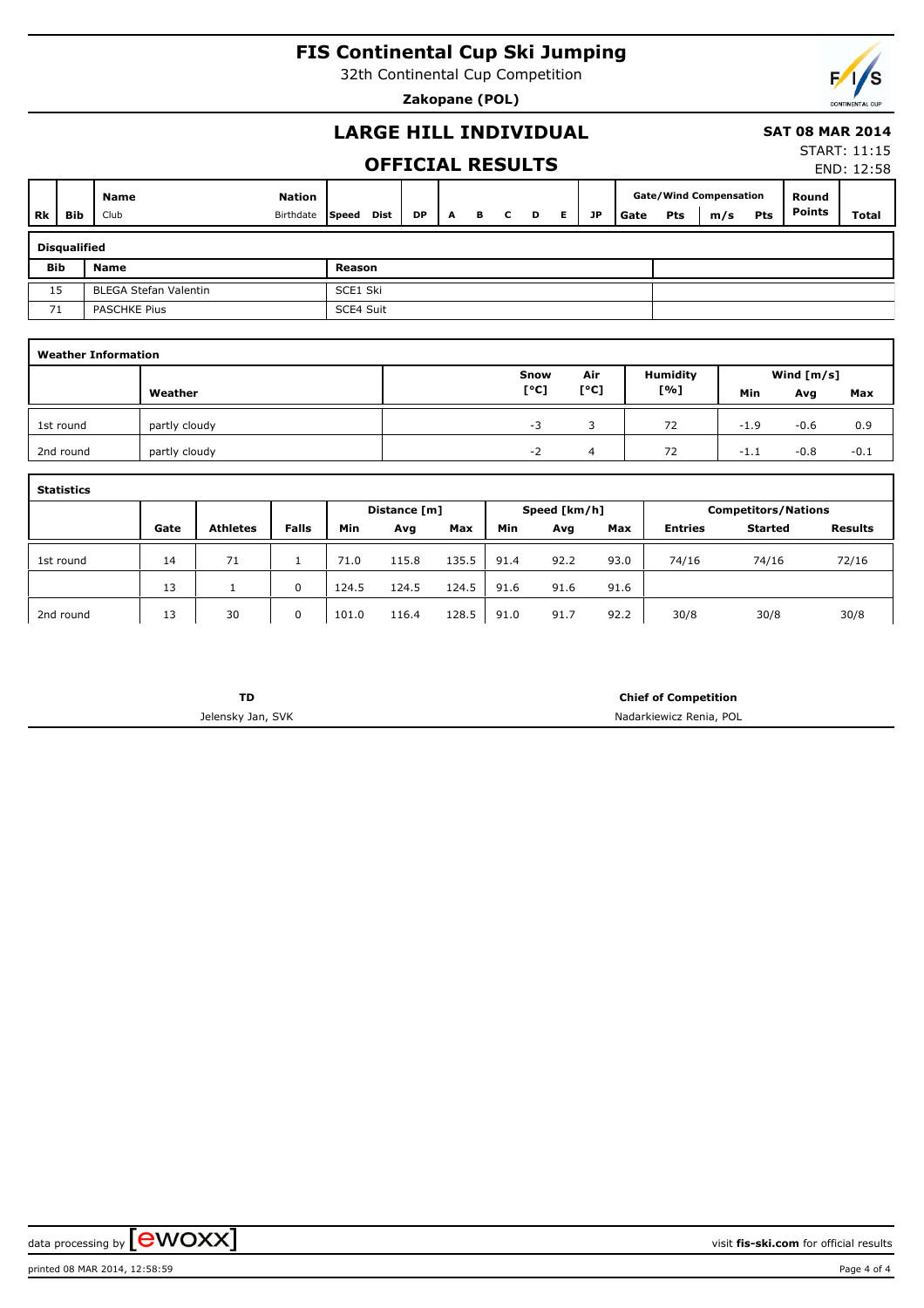# FIS Continental Cup Ski Jumping

32th Continental Cup Competition

**Zakopane (POL)**

## LARGE HILL INDIVIDUAL

**SAT 08 MAR 2014**

START: 11:15

END: 12:58

## OFFICIAL RESULTS

| Rk | Bib | Name / Club | Nation / Birthdate | Speed | Dist | DP | A | B | C | D | E | JP | Gate | Pts | m/s | Pts | Round Points | Total |
|---|---|---|---|---|---|---|---|---|---|---|---|---|---|---|---|---|---|---|

### Disqualified

| Bib | Name | Reason |
|---|---|---|
| 15 | BLEGA Stefan Valentin | SCE1 Ski |
| 71 | PASCHKE Pius | SCE4 Suit |

### Weather Information

| | Weather | Snow [°C] | Air [°C] | Humidity [%] | Wind [m/s] Min | Wind [m/s] Avg | Wind [m/s] Max |
|---|---|---|---|---|---|---|---|
| 1st round | partly cloudy | -3 | 3 | 72 | -1.9 | -0.6 | 0.9 |
| 2nd round | partly cloudy | -2 | 4 | 72 | -1.1 | -0.8 | -0.1 |

### Statistics

| | Gate | Athletes | Falls | Distance [m] Min | Distance [m] Avg | Distance [m] Max | Speed [km/h] Min | Speed [km/h] Avg | Speed [km/h] Max | Competitors/Nations Entries | Competitors/Nations Started | Competitors/Nations Results |
|---|---|---|---|---|---|---|---|---|---|---|---|---|
| 1st round | 14 | 71 | 1 | 71.0 | 115.8 | 135.5 | 91.4 | 92.2 | 93.0 | 74/16 | 74/16 | 72/16 |
| | 13 | 1 | 0 | 124.5 | 124.5 | 124.5 | 91.6 | 91.6 | 91.6 | | | |
| 2nd round | 13 | 30 | 0 | 101.0 | 116.4 | 128.5 | 91.0 | 91.7 | 92.2 | 30/8 | 30/8 | 30/8 |

**TD**
Jelensky Jan, SVK

**Chief of Competition**
Nadarkiewicz Renia, POL

data processing by [ewoxx]

visit **fis-ski.com** for official results

printed 08 MAR 2014, 12:58:59